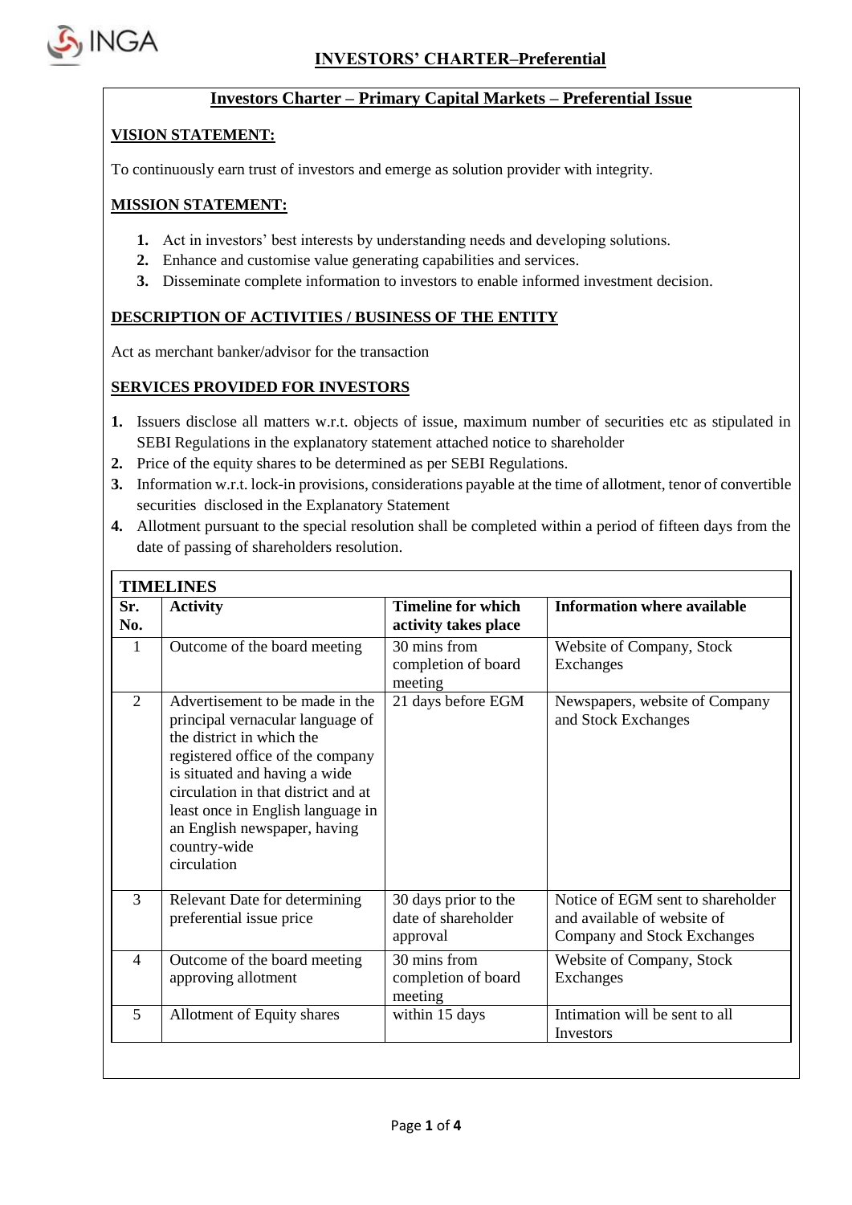# INVESTORS' CHARTER–Preferential

## Investors Charter – Primary Capital Markets – Preferential Issue

### VISION STATEMENT:

To continuously earn trust of investors and emerge as solution provider with integrity.

### MISSION STATEMENT:

1. Act in investors' best interests by understanding needs and developing solutions.
2. Enhance and customise value generating capabilities and services.
3. Disseminate complete information to investors to enable informed investment decision.

### DESCRIPTION OF ACTIVITIES / BUSINESS OF THE ENTITY

Act as merchant banker/advisor for the transaction

### SERVICES PROVIDED FOR INVESTORS

1. Issuers disclose all matters w.r.t. objects of issue, maximum number of securities etc as stipulated in SEBI Regulations in the explanatory statement attached notice to shareholder
2. Price of the equity shares to be determined as per SEBI Regulations.
3. Information w.r.t. lock-in provisions, considerations payable at the time of allotment, tenor of convertible securities disclosed in the Explanatory Statement
4. Allotment pursuant to the special resolution shall be completed within a period of fifteen days from the date of passing of shareholders resolution.

**TIMELINES**

| Sr. No. | Activity | Timeline for which activity takes place | Information where available |
|---|---|---|---|
| 1 | Outcome of the board meeting | 30 mins from completion of board meeting | Website of Company, Stock Exchanges |
| 2 | Advertisement to be made in the principal vernacular language of the district in which the registered office of the company is situated and having a wide circulation in that district and at least once in English language in an English newspaper, having country-wide circulation | 21 days before EGM | Newspapers, website of Company and Stock Exchanges |
| 3 | Relevant Date for determining preferential issue price | 30 days prior to the date of shareholder approval | Notice of EGM sent to shareholder and available of website of Company and Stock Exchanges |
| 4 | Outcome of the board meeting approving allotment | 30 mins from completion of board meeting | Website of Company, Stock Exchanges |
| 5 | Allotment of Equity shares | within 15 days | Intimation will be sent to all Investors |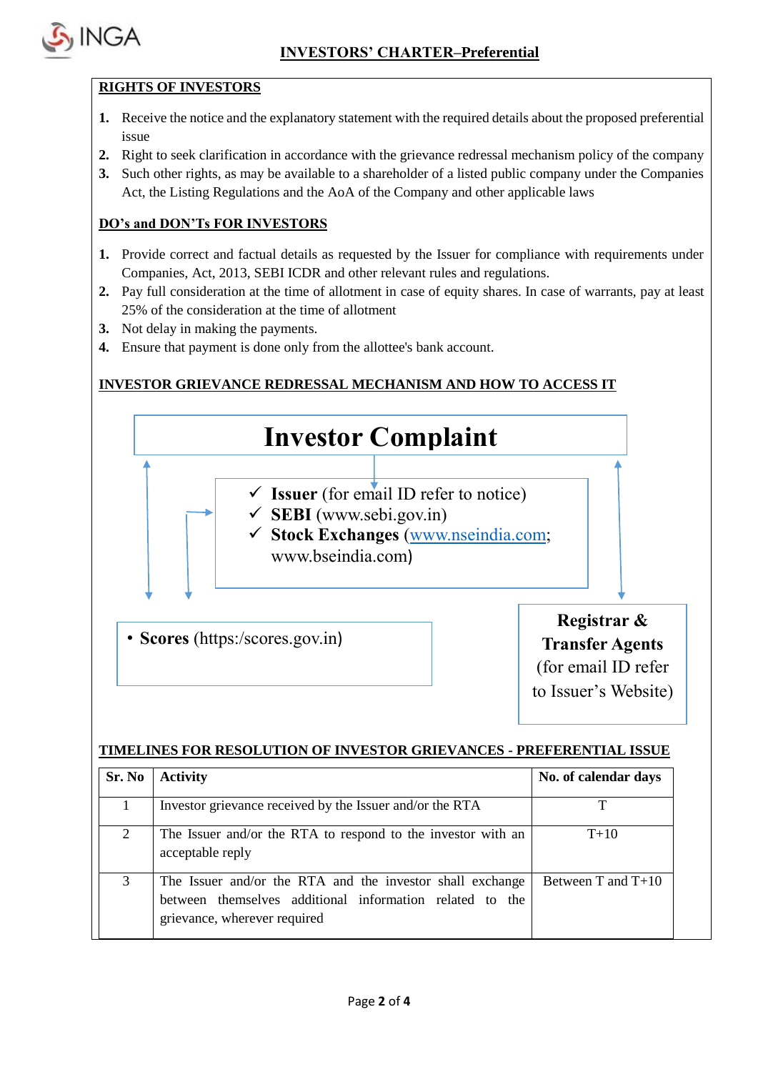## INVESTORS' CHARTER–Preferential

### RIGHTS OF INVESTORS

1. Receive the notice and the explanatory statement with the required details about the proposed preferential issue
2. Right to seek clarification in accordance with the grievance redressal mechanism policy of the company
3. Such other rights, as may be available to a shareholder of a listed public company under the Companies Act, the Listing Regulations and the AoA of the Company and other applicable laws

### DO's and DON'Ts FOR INVESTORS

1. Provide correct and factual details as requested by the Issuer for compliance with requirements under Companies, Act, 2013, SEBI ICDR and other relevant rules and regulations.
2. Pay full consideration at the time of allotment in case of equity shares. In case of warrants, pay at least 25% of the consideration at the time of allotment
3. Not delay in making the payments.
4. Ensure that payment is done only from the allottee's bank account.

### INVESTOR GRIEVANCE REDRESSAL MECHANISM AND HOW TO ACCESS IT

**Investor Complaint**

- ✓ **Issuer** (for email ID refer to notice)
- ✓ **SEBI** (www.sebi.gov.in)
- ✓ **Stock Exchanges** (www.nseindia.com; www.bseindia.com)

- **Scores** (https:/scores.gov.in)

**Registrar & Transfer Agents** (for email ID refer to Issuer's Website)

### TIMELINES FOR RESOLUTION OF INVESTOR GRIEVANCES - PREFERENTIAL ISSUE

| Sr. No | Activity | No. of calendar days |
|---|---|---|
| 1 | Investor grievance received by the Issuer and/or the RTA | T |
| 2 | The Issuer and/or the RTA to respond to the investor with an acceptable reply | T+10 |
| 3 | The Issuer and/or the RTA and the investor shall exchange between themselves additional information related to the grievance, wherever required | Between T and T+10 |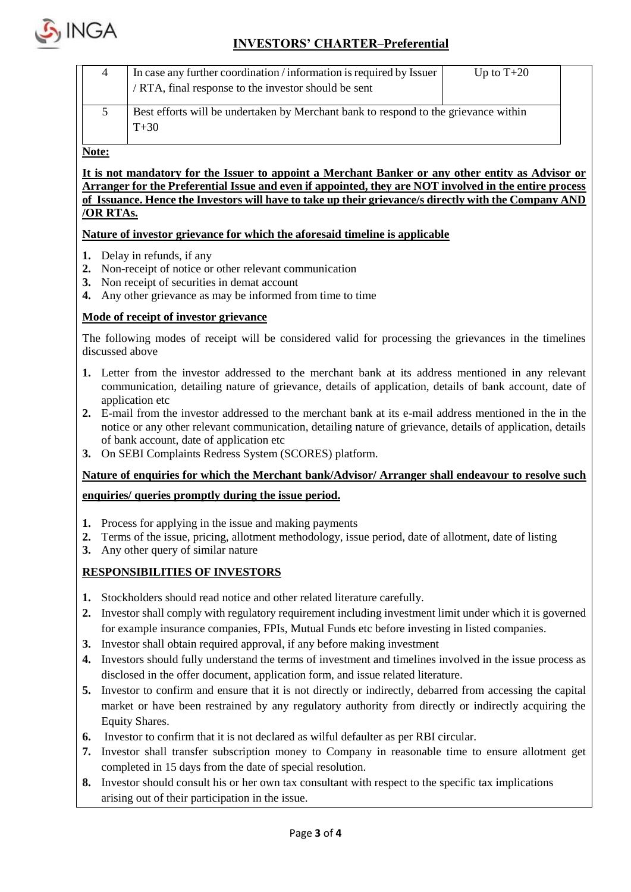| | | |
|---|---|---|
| 4 | In case any further coordination / information is required by Issuer / RTA, final response to the investor should be sent | Up to T+20 |
| 5 | Best efforts will be undertaken by Merchant bank to respond to the grievance within T+30 | |

**Note:**

**It is not mandatory for the Issuer to appoint a Merchant Banker or any other entity as Advisor or Arranger for the Preferential Issue and even if appointed, they are NOT involved in the entire process of Issuance. Hence the Investors will have to take up their grievance/s directly with the Company AND /OR RTAs.**

**Nature of investor grievance for which the aforesaid timeline is applicable**

1. Delay in refunds, if any
2. Non-receipt of notice or other relevant communication
3. Non receipt of securities in demat account
4. Any other grievance as may be informed from time to time

**Mode of receipt of investor grievance**

The following modes of receipt will be considered valid for processing the grievances in the timelines discussed above

1. Letter from the investor addressed to the merchant bank at its address mentioned in any relevant communication, detailing nature of grievance, details of application, details of bank account, date of application etc
2. E-mail from the investor addressed to the merchant bank at its e-mail address mentioned in the in the notice or any other relevant communication, detailing nature of grievance, details of application, details of bank account, date of application etc
3. On SEBI Complaints Redress System (SCORES) platform.

**Nature of enquiries for which the Merchant bank/Advisor/ Arranger shall endeavour to resolve such enquiries/ queries promptly during the issue period.**

1. Process for applying in the issue and making payments
2. Terms of the issue, pricing, allotment methodology, issue period, date of allotment, date of listing
3. Any other query of similar nature

**RESPONSIBILITIES OF INVESTORS**

1. Stockholders should read notice and other related literature carefully.
2. Investor shall comply with regulatory requirement including investment limit under which it is governed for example insurance companies, FPIs, Mutual Funds etc before investing in listed companies.
3. Investor shall obtain required approval, if any before making investment
4. Investors should fully understand the terms of investment and timelines involved in the issue process as disclosed in the offer document, application form, and issue related literature.
5. Investor to confirm and ensure that it is not directly or indirectly, debarred from accessing the capital market or have been restrained by any regulatory authority from directly or indirectly acquiring the Equity Shares.
6. Investor to confirm that it is not declared as wilful defaulter as per RBI circular.
7. Investor shall transfer subscription money to Company in reasonable time to ensure allotment get completed in 15 days from the date of special resolution.
8. Investor should consult his or her own tax consultant with respect to the specific tax implications arising out of their participation in the issue.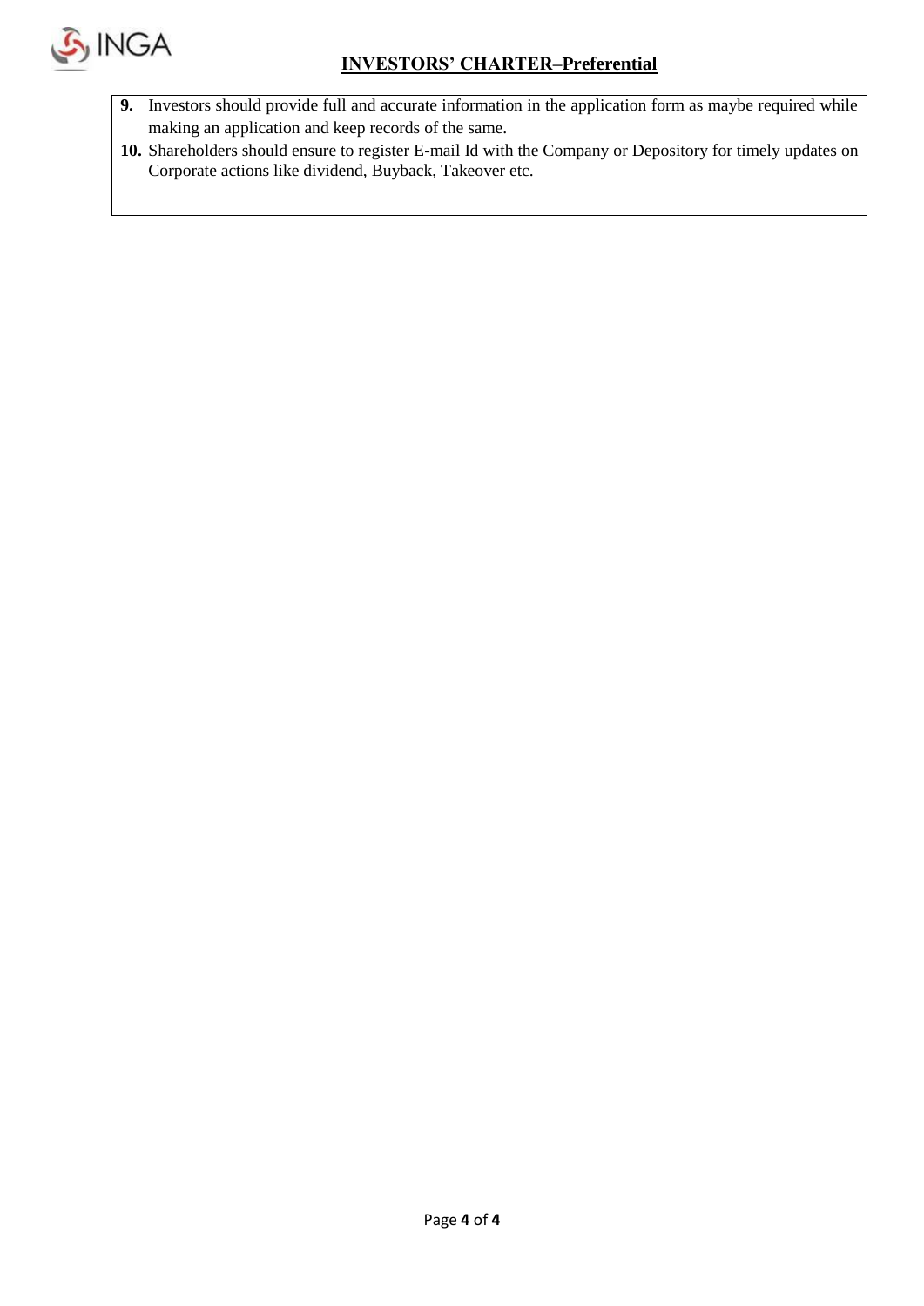9. Investors should provide full and accurate information in the application form as maybe required while making an application and keep records of the same.
10. Shareholders should ensure to register E-mail Id with the Company or Depository for timely updates on Corporate actions like dividend, Buyback, Takeover etc.